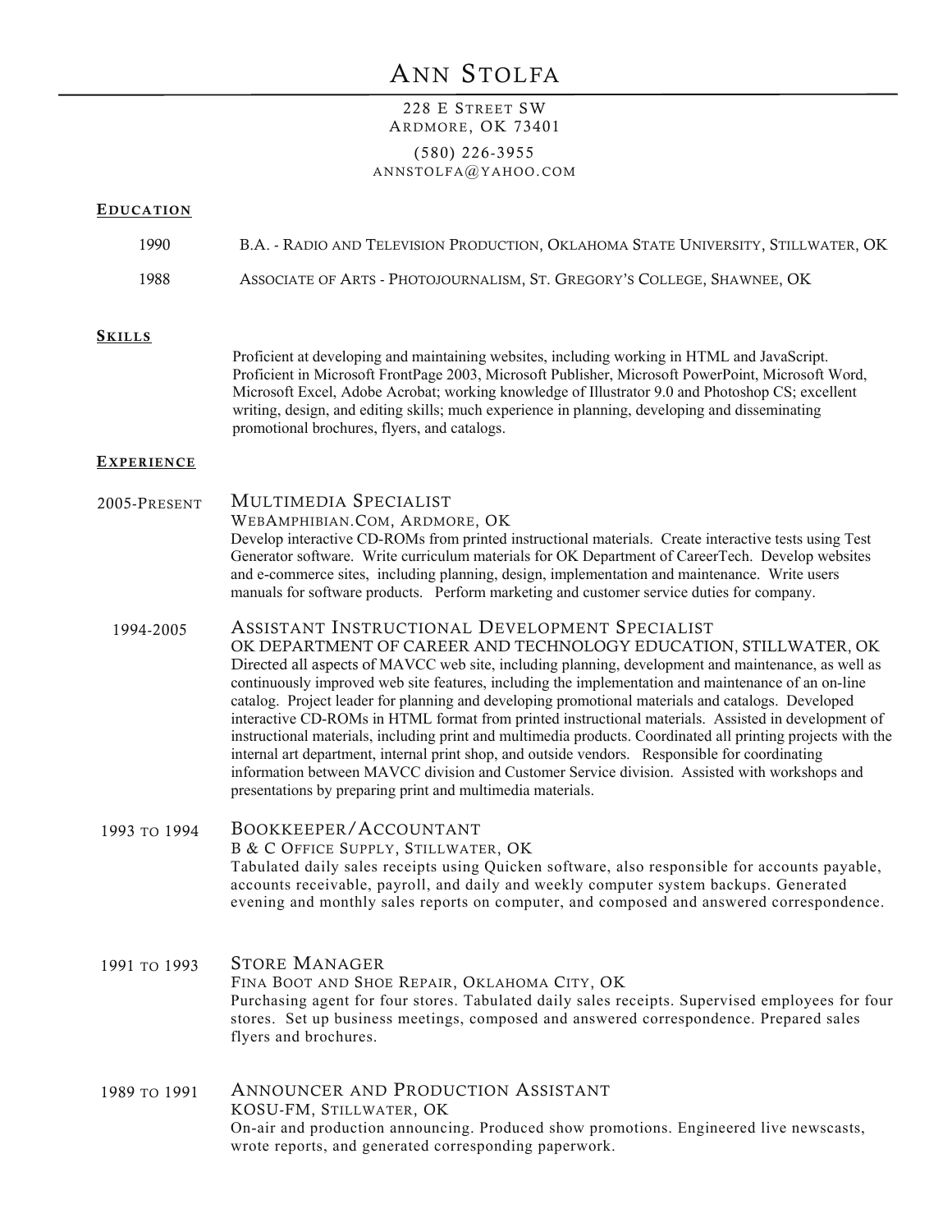# Ann Stolfa

228 E Street SW
Ardmore, OK 73401

(580) 226-3955
annstolfa@yahoo.com

## Education

1990 — B.A. - Radio and Television Production, Oklahoma State University, Stillwater, OK

1988 — Associate of Arts - Photojournalism, St. Gregory's College, Shawnee, OK

## Skills

Proficient at developing and maintaining websites, including working in HTML and JavaScript. Proficient in Microsoft FrontPage 2003, Microsoft Publisher, Microsoft PowerPoint, Microsoft Word, Microsoft Excel, Adobe Acrobat; working knowledge of Illustrator 9.0 and Photoshop CS; excellent writing, design, and editing skills; much experience in planning, developing and disseminating promotional brochures, flyers, and catalogs.

## Experience

**2005-Present — Multimedia Specialist**
WebAmphibian.Com, Ardmore, OK
Develop interactive CD-ROMs from printed instructional materials. Create interactive tests using Test Generator software. Write curriculum materials for OK Department of CareerTech. Develop websites and e-commerce sites, including planning, design, implementation and maintenance. Write users manuals for software products. Perform marketing and customer service duties for company.

**1994-2005 — Assistant Instructional Development Specialist**
OK Department of Career and Technology Education, Stillwater, OK
Directed all aspects of MAVCC web site, including planning, development and maintenance, as well as continuously improved web site features, including the implementation and maintenance of an on-line catalog. Project leader for planning and developing promotional materials and catalogs. Developed interactive CD-ROMs in HTML format from printed instructional materials. Assisted in development of instructional materials, including print and multimedia products. Coordinated all printing projects with the internal art department, internal print shop, and outside vendors. Responsible for coordinating information between MAVCC division and Customer Service division. Assisted with workshops and presentations by preparing print and multimedia materials.

**1993 to 1994 — Bookkeeper/Accountant**
B & C Office Supply, Stillwater, OK
Tabulated daily sales receipts using Quicken software, also responsible for accounts payable, accounts receivable, payroll, and daily and weekly computer system backups. Generated evening and monthly sales reports on computer, and composed and answered correspondence.

**1991 to 1993 — Store Manager**
Fina Boot and Shoe Repair, Oklahoma City, OK
Purchasing agent for four stores. Tabulated daily sales receipts. Supervised employees for four stores. Set up business meetings, composed and answered correspondence. Prepared sales flyers and brochures.

**1989 to 1991 — Announcer and Production Assistant**
KOSU-FM, Stillwater, OK
On-air and production announcing. Produced show promotions. Engineered live newscasts, wrote reports, and generated corresponding paperwork.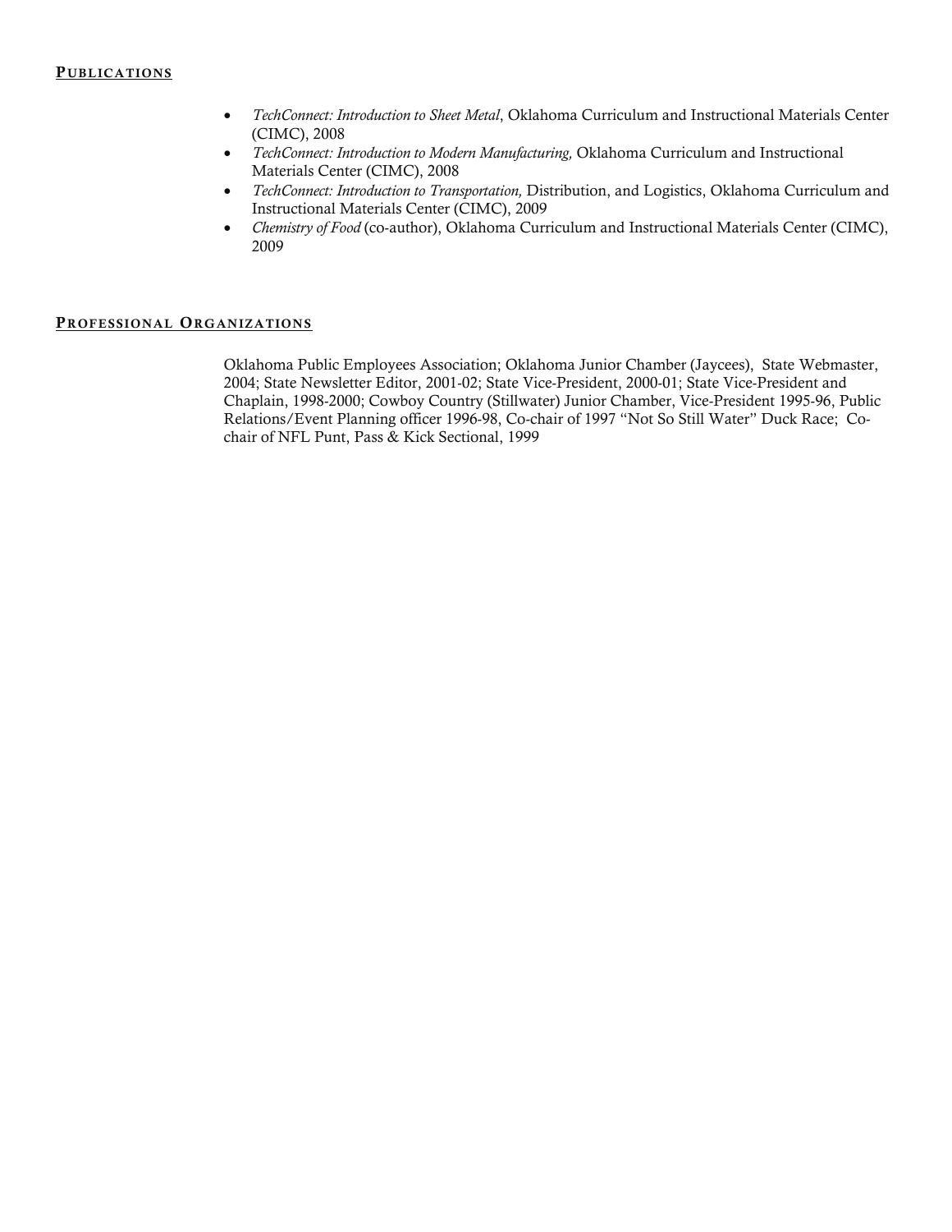## PUBLICATIONS

- *TechConnect: Introduction to Sheet Metal*, Oklahoma Curriculum and Instructional Materials Center (CIMC), 2008
- *TechConnect: Introduction to Modern Manufacturing,* Oklahoma Curriculum and Instructional Materials Center (CIMC), 2008
- *TechConnect: Introduction to Transportation,* Distribution, and Logistics, Oklahoma Curriculum and Instructional Materials Center (CIMC), 2009
- *Chemistry of Food* (co-author), Oklahoma Curriculum and Instructional Materials Center (CIMC), 2009

## PROFESSIONAL ORGANIZATIONS

Oklahoma Public Employees Association; Oklahoma Junior Chamber (Jaycees), State Webmaster, 2004; State Newsletter Editor, 2001-02; State Vice-President, 2000-01; State Vice-President and Chaplain, 1998-2000; Cowboy Country (Stillwater) Junior Chamber, Vice-President 1995-96, Public Relations/Event Planning officer 1996-98, Co-chair of 1997 "Not So Still Water" Duck Race; Co-chair of NFL Punt, Pass & Kick Sectional, 1999